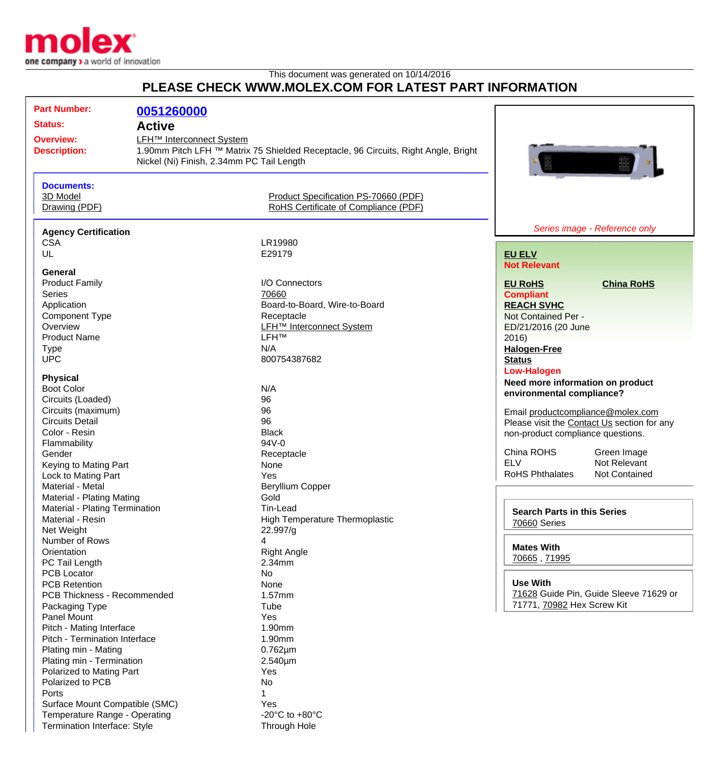This document was generated on 10/14/2016

# PLEASE CHECK WWW.MOLEX.COM FOR LATEST PART INFORMATION

| | |
|---|---|
| **Part Number:** | **0051260000** |
| **Status:** | **Active** |
| **Overview:** | LFH™ Interconnect System |
| **Description:** | 1.90mm Pitch LFH ™ Matrix 75 Shielded Receptacle, 96 Circuits, Right Angle, Bright Nickel (Ni) Finish, 2.34mm PC Tail Length |

**Documents:**

3D Model
Drawing (PDF)
Product Specification PS-70660 (PDF)
RoHS Certificate of Compliance (PDF)

*Series image - Reference only*

### Agency Certification

| | |
|---|---|
| CSA | LR19980 |
| UL | E29179 |

### General

| | |
|---|---|
| Product Family | I/O Connectors |
| Series | 70660 |
| Application | Board-to-Board, Wire-to-Board |
| Component Type | Receptacle |
| Overview | LFH™ Interconnect System |
| Product Name | LFH™ |
| Type | N/A |
| UPC | 800754387682 |

### Physical

| | |
|---|---|
| Boot Color | N/A |
| Circuits (Loaded) | 96 |
| Circuits (maximum) | 96 |
| Circuits Detail | 96 |
| Color - Resin | Black |
| Flammability | 94V-0 |
| Gender | Receptacle |
| Keying to Mating Part | None |
| Lock to Mating Part | Yes |
| Material - Metal | Beryllium Copper |
| Material - Plating Mating | Gold |
| Material - Plating Termination | Tin-Lead |
| Material - Resin | High Temperature Thermoplastic |
| Net Weight | 22.997/g |
| Number of Rows | 4 |
| Orientation | Right Angle |
| PC Tail Length | 2.34mm |
| PCB Locator | No |
| PCB Retention | None |
| PCB Thickness - Recommended | 1.57mm |
| Packaging Type | Tube |
| Panel Mount | Yes |
| Pitch - Mating Interface | 1.90mm |
| Pitch - Termination Interface | 1.90mm |
| Plating min - Mating | 0.762µm |
| Plating min - Termination | 2.540µm |
| Polarized to Mating Part | Yes |
| Polarized to PCB | No |
| Ports | 1 |
| Surface Mount Compatible (SMC) | Yes |
| Temperature Range - Operating | -20°C to +80°C |
| Termination Interface: Style | Through Hole |

**EU ELV**
**Not Relevant**

**EU RoHS** **China RoHS**
**Compliant**

**REACH SVHC**
Not Contained Per - ED/21/2016 (20 June 2016)

**Halogen-Free Status**
**Low-Halogen**

**Need more information on product environmental compliance?**

Email productcompliance@molex.com
Please visit the Contact Us section for any non-product compliance questions.

| | |
|---|---|
| China ROHS | Green Image |
| ELV | Not Relevant |
| RoHS Phthalates | Not Contained |

**Search Parts in this Series**
70660 Series

**Mates With**
70665 , 71995

**Use With**
71628 Guide Pin, Guide Sleeve 71629 or 71771, 70982 Hex Screw Kit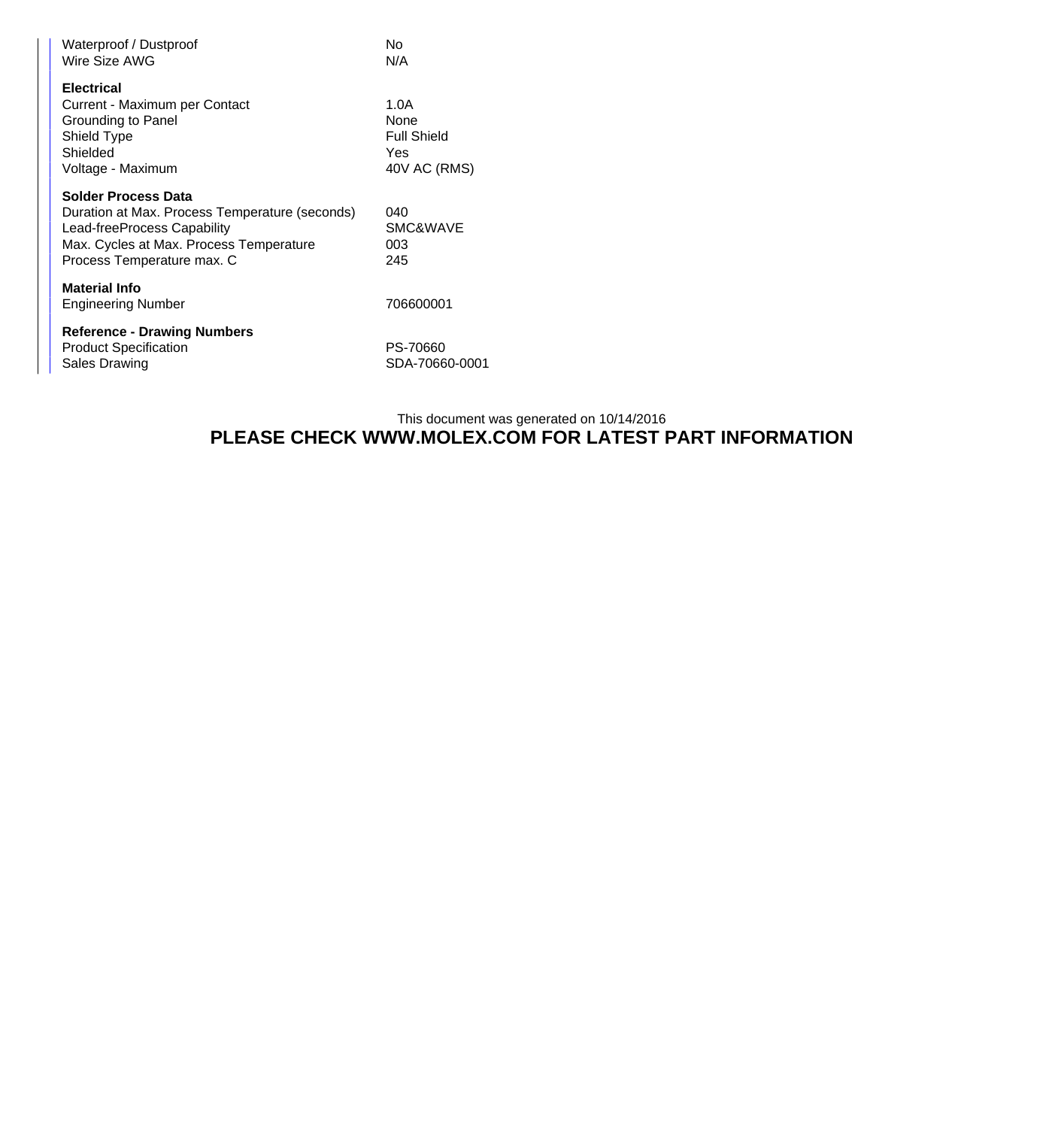| | |
|---|---|
| Waterproof / Dustproof | No |
| Wire Size AWG | N/A |

**Electrical**

| | |
|---|---|
| Current - Maximum per Contact | 1.0A |
| Grounding to Panel | None |
| Shield Type | Full Shield |
| Shielded | Yes |
| Voltage - Maximum | 40V AC (RMS) |

**Solder Process Data**

| | |
|---|---|
| Duration at Max. Process Temperature (seconds) | 040 |
| Lead-freeProcess Capability | SMC&WAVE |
| Max. Cycles at Max. Process Temperature | 003 |
| Process Temperature max. C | 245 |

**Material Info**

| | |
|---|---|
| Engineering Number | 706600001 |

**Reference - Drawing Numbers**

| | |
|---|---|
| Product Specification | PS-70660 |
| Sales Drawing | SDA-70660-0001 |

This document was generated on 10/14/2016

**PLEASE CHECK WWW.MOLEX.COM FOR LATEST PART INFORMATION**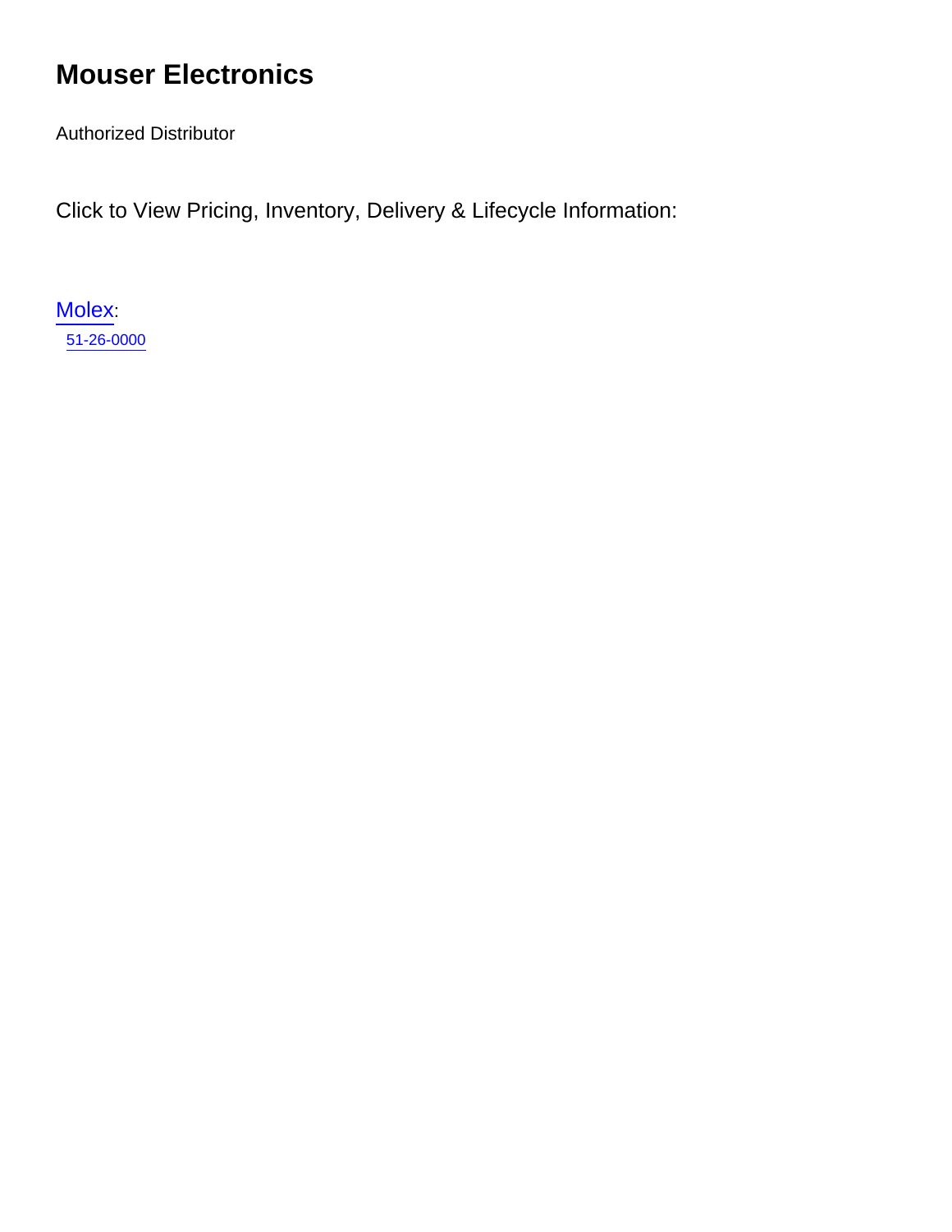# Mouser Electronics

Authorized Distributor

Click to View Pricing, Inventory, Delivery & Lifecycle Information:

Molex:

51-26-0000